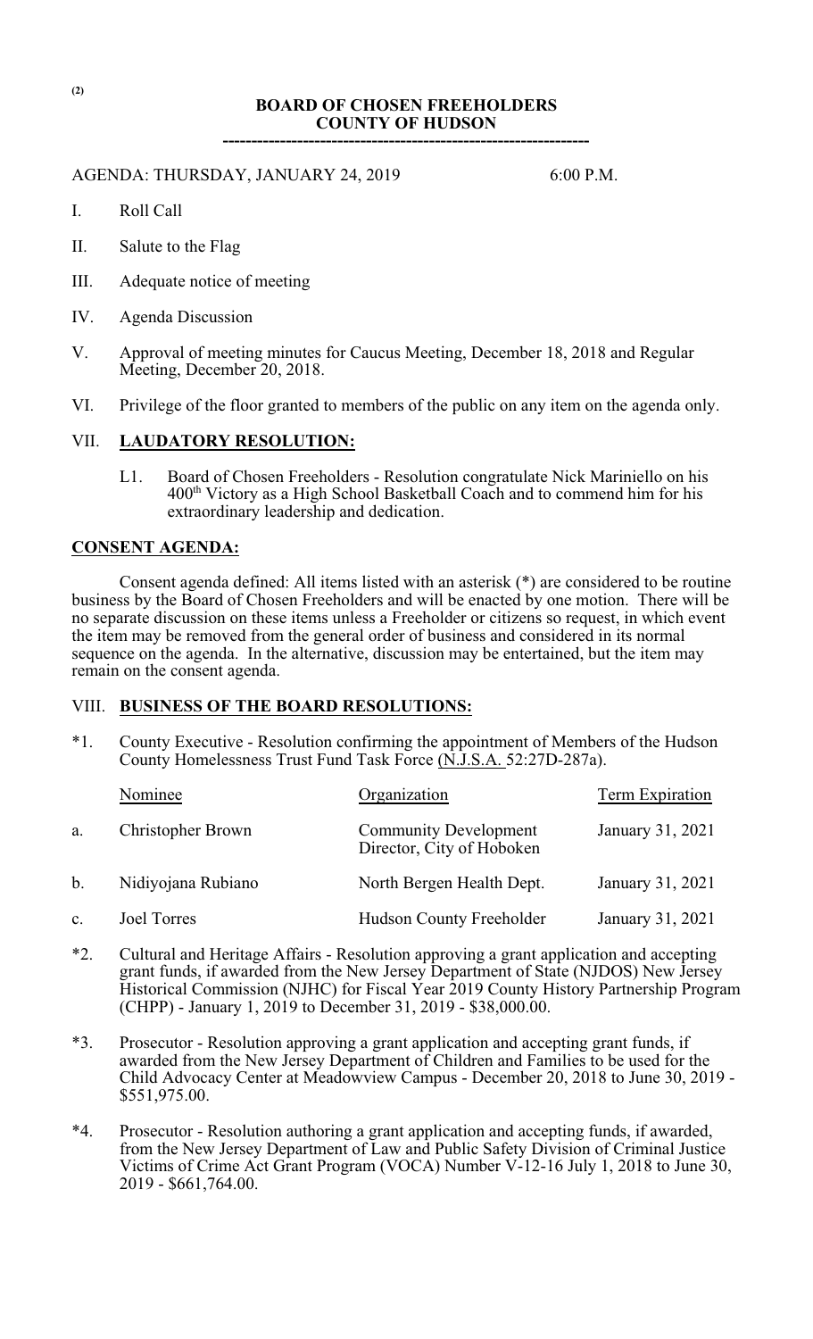# BOARD OF CHOSEN FREEHOLDERS
# COUNTY OF HUDSON

---

AGENDA: THURSDAY, JANUARY 24, 2019 6:00 P.M.

I. Roll Call

II. Salute to the Flag

III. Adequate notice of meeting

IV. Agenda Discussion

V. Approval of meeting minutes for Caucus Meeting, December 18, 2018 and Regular Meeting, December 20, 2018.

VI. Privilege of the floor granted to members of the public on any item on the agenda only.

## VII. LAUDATORY RESOLUTION:

L1. Board of Chosen Freeholders - Resolution congratulate Nick Mariniello on his 400th Victory as a High School Basketball Coach and to commend him for his extraordinary leadership and dedication.

## CONSENT AGENDA:

Consent agenda defined: All items listed with an asterisk (*) are considered to be routine business by the Board of Chosen Freeholders and will be enacted by one motion. There will be no separate discussion on these items unless a Freeholder or citizens so request, in which event the item may be removed from the general order of business and considered in its normal sequence on the agenda. In the alternative, discussion may be entertained, but the item may remain on the consent agenda.

## VIII. BUSINESS OF THE BOARD RESOLUTIONS:

*1. County Executive - Resolution confirming the appointment of Members of the Hudson County Homelessness Trust Fund Task Force (N.J.S.A. 52:27D-287a).

| | Nominee | Organization | Term Expiration |
|---|---|---|---|
| a. | Christopher Brown | Community Development Director, City of Hoboken | January 31, 2021 |
| b. | Nidiyojana Rubiano | North Bergen Health Dept. | January 31, 2021 |
| c. | Joel Torres | Hudson County Freeholder | January 31, 2021 |

*2. Cultural and Heritage Affairs - Resolution approving a grant application and accepting grant funds, if awarded from the New Jersey Department of State (NJDOS) New Jersey Historical Commission (NJHC) for Fiscal Year 2019 County History Partnership Program (CHPP) - January 1, 2019 to December 31, 2019 - $38,000.00.

*3. Prosecutor - Resolution approving a grant application and accepting grant funds, if awarded from the New Jersey Department of Children and Families to be used for the Child Advocacy Center at Meadowview Campus - December 20, 2018 to June 30, 2019 - $551,975.00.

*4. Prosecutor - Resolution authoring a grant application and accepting funds, if awarded, from the New Jersey Department of Law and Public Safety Division of Criminal Justice Victims of Crime Act Grant Program (VOCA) Number V-12-16 July 1, 2018 to June 30, 2019 - $661,764.00.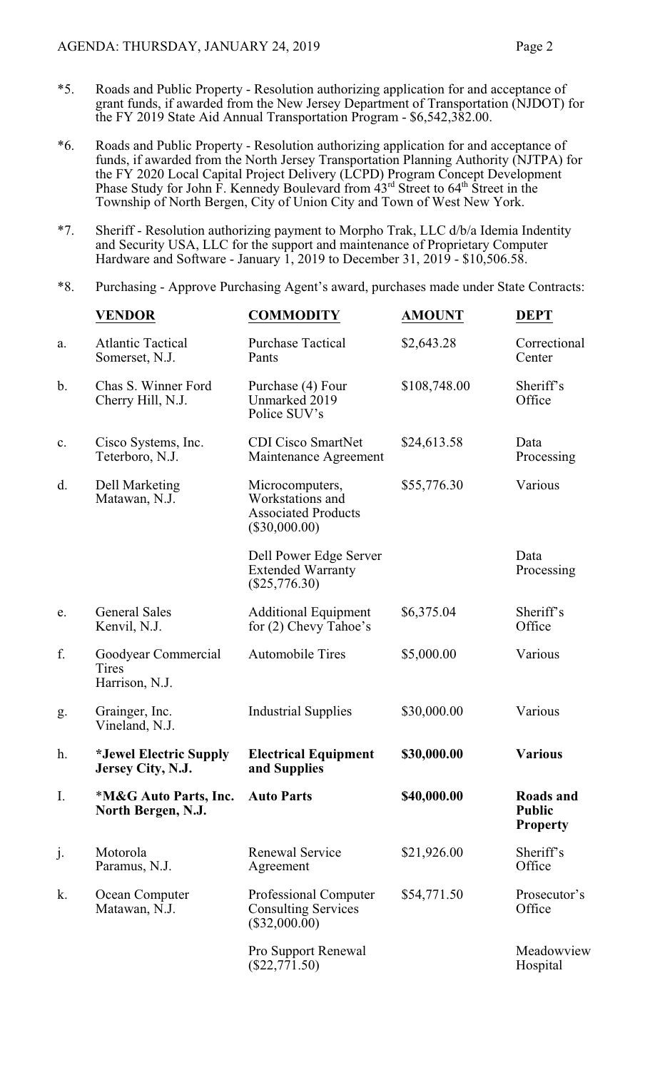*5. Roads and Public Property - Resolution authorizing application for and acceptance of grant funds, if awarded from the New Jersey Department of Transportation (NJDOT) for the FY 2019 State Aid Annual Transportation Program - $6,542,382.00.

*6. Roads and Public Property - Resolution authorizing application for and acceptance of funds, if awarded from the North Jersey Transportation Planning Authority (NJTPA) for the FY 2020 Local Capital Project Delivery (LCPD) Program Concept Development Phase Study for John F. Kennedy Boulevard from 43rd Street to 64th Street in the Township of North Bergen, City of Union City and Town of West New York.

*7. Sheriff - Resolution authorizing payment to Morpho Trak, LLC d/b/a Idemia Indentity and Security USA, LLC for the support and maintenance of Proprietary Computer Hardware and Software - January 1, 2019 to December 31, 2019 - $10,506.58.

*8. Purchasing - Approve Purchasing Agent's award, purchases made under State Contracts:

| | **VENDOR** | **COMMODITY** | **AMOUNT** | **DEPT** |
|---|---|---|---|---|
| a. | Atlantic Tactical Somerset, N.J. | Purchase Tactical Pants | $2,643.28 | Correctional Center |
| b. | Chas S. Winner Ford Cherry Hill, N.J. | Purchase (4) Four Unmarked 2019 Police SUV's | $108,748.00 | Sheriff's Office |
| c. | Cisco Systems, Inc. Teterboro, N.J. | CDI Cisco SmartNet Maintenance Agreement | $24,613.58 | Data Processing |
| d. | Dell Marketing Matawan, N.J. | Microcomputers, Workstations and Associated Products ($30,000.00) | $55,776.30 | Various |
| | | Dell Power Edge Server Extended Warranty ($25,776.30) | | Data Processing |
| e. | General Sales Kenvil, N.J. | Additional Equipment for (2) Chevy Tahoe's | $6,375.04 | Sheriff's Office |
| f. | Goodyear Commercial Tires Harrison, N.J. | Automobile Tires | $5,000.00 | Various |
| g. | Grainger, Inc. Vineland, N.J. | Industrial Supplies | $30,000.00 | Various |
| h. | **\*Jewel Electric Supply Jersey City, N.J.** | **Electrical Equipment and Supplies** | **$30,000.00** | **Various** |
| I. | **\*M&G Auto Parts, Inc. North Bergen, N.J.** | **Auto Parts** | **$40,000.00** | **Roads and Public Property** |
| j. | Motorola Paramus, N.J. | Renewal Service Agreement | $21,926.00 | Sheriff's Office |
| k. | Ocean Computer Matawan, N.J. | Professional Computer Consulting Services ($32,000.00) | $54,771.50 | Prosecutor's Office |
| | | Pro Support Renewal ($22,771.50) | | Meadowview Hospital |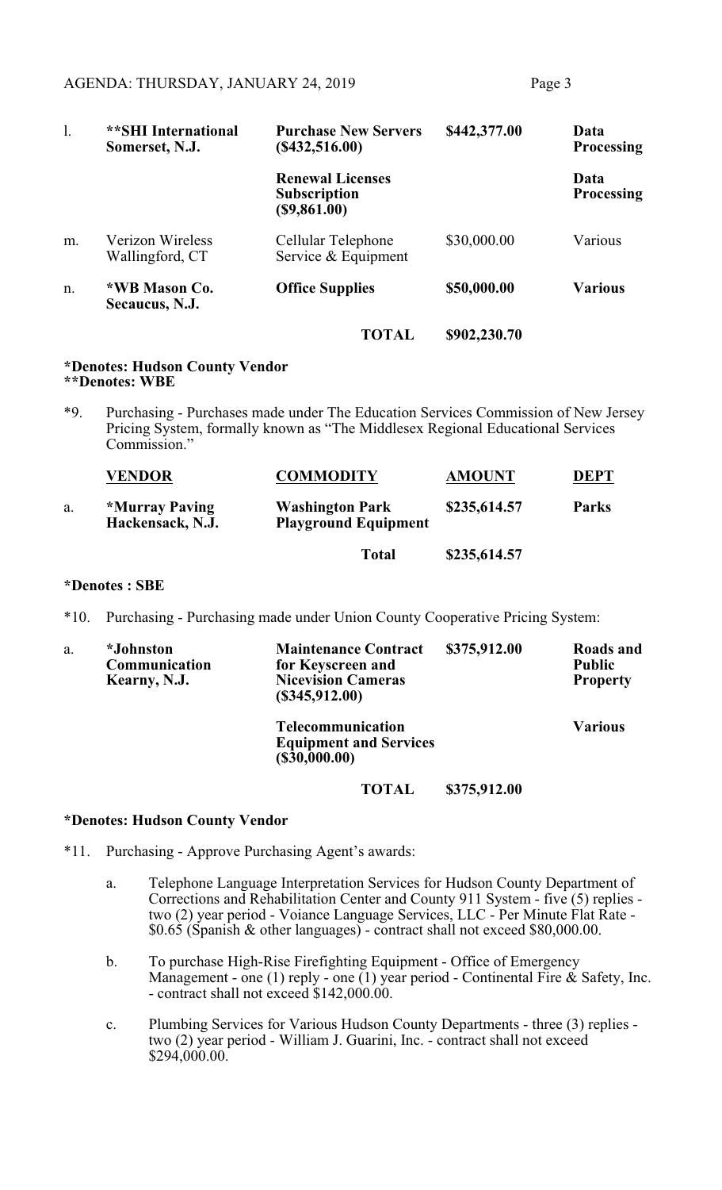| | | | | |
|---|---|---|---|---|
| l. | **\*\*SHI International Somerset, N.J.** | **Purchase New Servers ($432,516.00)** | **$442,377.00** | **Data Processing** |
| | | **Renewal Licenses Subscription ($9,861.00)** | | **Data Processing** |
| m. | Verizon Wireless Wallingford, CT | Cellular Telephone Service & Equipment | $30,000.00 | Various |
| n. | **\*WB Mason Co. Secaucus, N.J.** | **Office Supplies** | **$50,000.00** | **Various** |
| | | **TOTAL** | **$902,230.70** | |

**\*Denotes: Hudson County Vendor**
**\*\*Denotes: WBE**

\*9. Purchasing - Purchases made under The Education Services Commission of New Jersey Pricing System, formally known as "The Middlesex Regional Educational Services Commission."

| | **VENDOR** | **COMMODITY** | **AMOUNT** | **DEPT** |
|---|---|---|---|---|
| a. | **\*Murray Paving Hackensack, N.J.** | **Washington Park Playground Equipment** | **$235,614.57** | **Parks** |
| | | **Total** | **$235,614.57** | |

**\*Denotes : SBE**

\*10. Purchasing - Purchasing made under Union County Cooperative Pricing System:

| | | | | |
|---|---|---|---|---|
| a. | **\*Johnston Communication Kearny, N.J.** | **Maintenance Contract for Keyscreen and Nicevision Cameras ($345,912.00)** | **$375,912.00** | **Roads and Public Property** |
| | | **Telecommunication Equipment and Services ($30,000.00)** | | **Various** |
| | | **TOTAL** | **$375,912.00** | |

**\*Denotes: Hudson County Vendor**

\*11. Purchasing - Approve Purchasing Agent's awards:

a. Telephone Language Interpretation Services for Hudson County Department of Corrections and Rehabilitation Center and County 911 System - five (5) replies - two (2) year period - Voiance Language Services, LLC - Per Minute Flat Rate - $0.65 (Spanish & other languages) - contract shall not exceed $80,000.00.

b. To purchase High-Rise Firefighting Equipment - Office of Emergency Management - one (1) reply - one (1) year period - Continental Fire & Safety, Inc. - contract shall not exceed $142,000.00.

c. Plumbing Services for Various Hudson County Departments - three (3) replies - two (2) year period - William J. Guarini, Inc. - contract shall not exceed $294,000.00.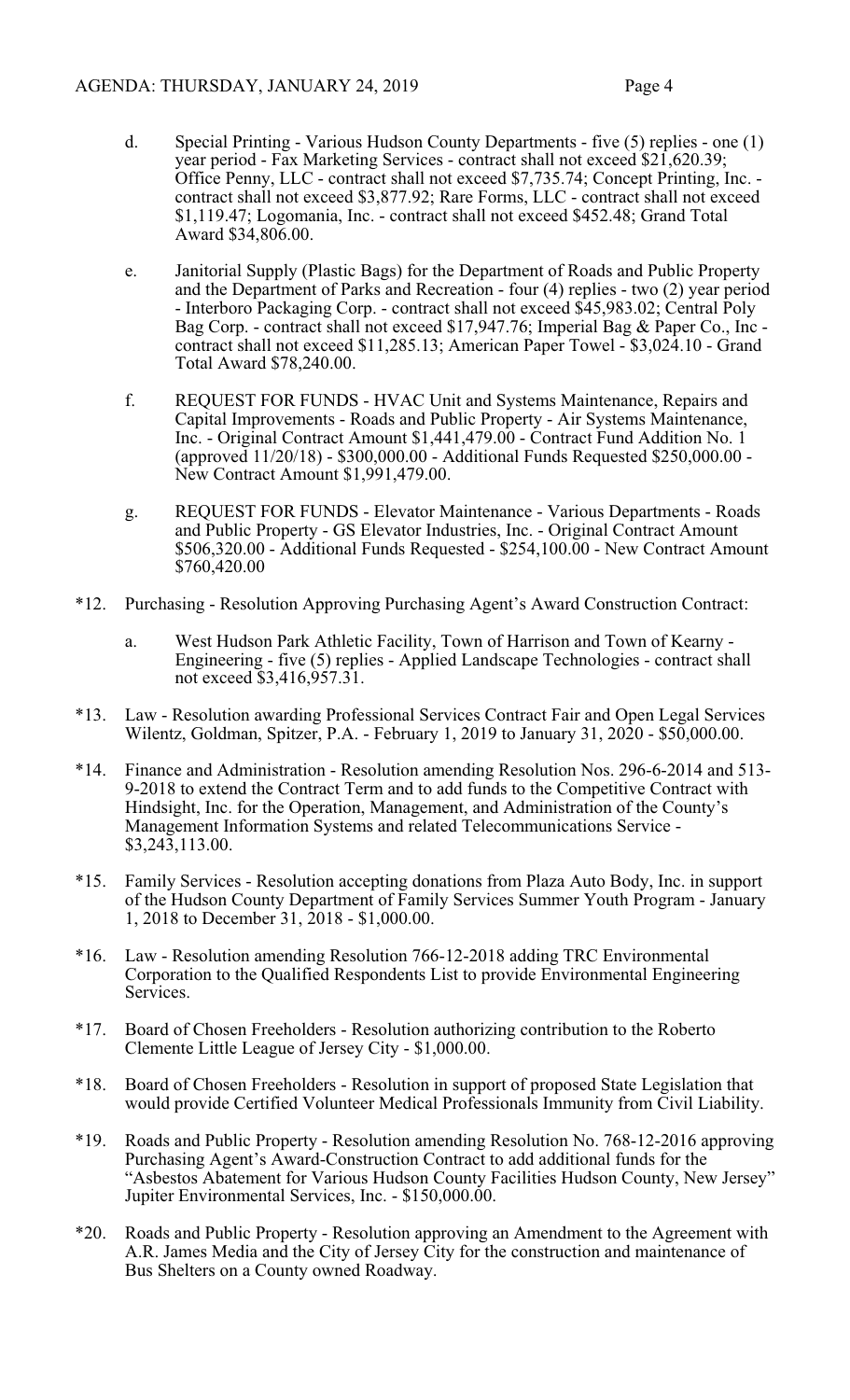d. Special Printing - Various Hudson County Departments - five (5) replies - one (1) year period - Fax Marketing Services - contract shall not exceed $21,620.39; Office Penny, LLC - contract shall not exceed $7,735.74; Concept Printing, Inc. - contract shall not exceed $3,877.92; Rare Forms, LLC - contract shall not exceed $1,119.47; Logomania, Inc. - contract shall not exceed $452.48; Grand Total Award $34,806.00.

e. Janitorial Supply (Plastic Bags) for the Department of Roads and Public Property and the Department of Parks and Recreation - four (4) replies - two (2) year period - Interboro Packaging Corp. - contract shall not exceed $45,983.02; Central Poly Bag Corp. - contract shall not exceed $17,947.76; Imperial Bag & Paper Co., Inc - contract shall not exceed $11,285.13; American Paper Towel - $3,024.10 - Grand Total Award $78,240.00.

f. REQUEST FOR FUNDS - HVAC Unit and Systems Maintenance, Repairs and Capital Improvements - Roads and Public Property - Air Systems Maintenance, Inc. - Original Contract Amount $1,441,479.00 - Contract Fund Addition No. 1 (approved 11/20/18) - $300,000.00 - Additional Funds Requested $250,000.00 - New Contract Amount $1,991,479.00.

g. REQUEST FOR FUNDS - Elevator Maintenance - Various Departments - Roads and Public Property - GS Elevator Industries, Inc. - Original Contract Amount $506,320.00 - Additional Funds Requested - $254,100.00 - New Contract Amount $760,420.00

*12. Purchasing - Resolution Approving Purchasing Agent's Award Construction Contract:

a. West Hudson Park Athletic Facility, Town of Harrison and Town of Kearny - Engineering - five (5) replies - Applied Landscape Technologies - contract shall not exceed $3,416,957.31.

*13. Law - Resolution awarding Professional Services Contract Fair and Open Legal Services Wilentz, Goldman, Spitzer, P.A. - February 1, 2019 to January 31, 2020 - $50,000.00.

*14. Finance and Administration - Resolution amending Resolution Nos. 296-6-2014 and 513-9-2018 to extend the Contract Term and to add funds to the Competitive Contract with Hindsight, Inc. for the Operation, Management, and Administration of the County's Management Information Systems and related Telecommunications Service - $3,243,113.00.

*15. Family Services - Resolution accepting donations from Plaza Auto Body, Inc. in support of the Hudson County Department of Family Services Summer Youth Program - January 1, 2018 to December 31, 2018 - $1,000.00.

*16. Law - Resolution amending Resolution 766-12-2018 adding TRC Environmental Corporation to the Qualified Respondents List to provide Environmental Engineering Services.

*17. Board of Chosen Freeholders - Resolution authorizing contribution to the Roberto Clemente Little League of Jersey City - $1,000.00.

*18. Board of Chosen Freeholders - Resolution in support of proposed State Legislation that would provide Certified Volunteer Medical Professionals Immunity from Civil Liability.

*19. Roads and Public Property - Resolution amending Resolution No. 768-12-2016 approving Purchasing Agent's Award-Construction Contract to add additional funds for the "Asbestos Abatement for Various Hudson County Facilities Hudson County, New Jersey" Jupiter Environmental Services, Inc. - $150,000.00.

*20. Roads and Public Property - Resolution approving an Amendment to the Agreement with A.R. James Media and the City of Jersey City for the construction and maintenance of Bus Shelters on a County owned Roadway.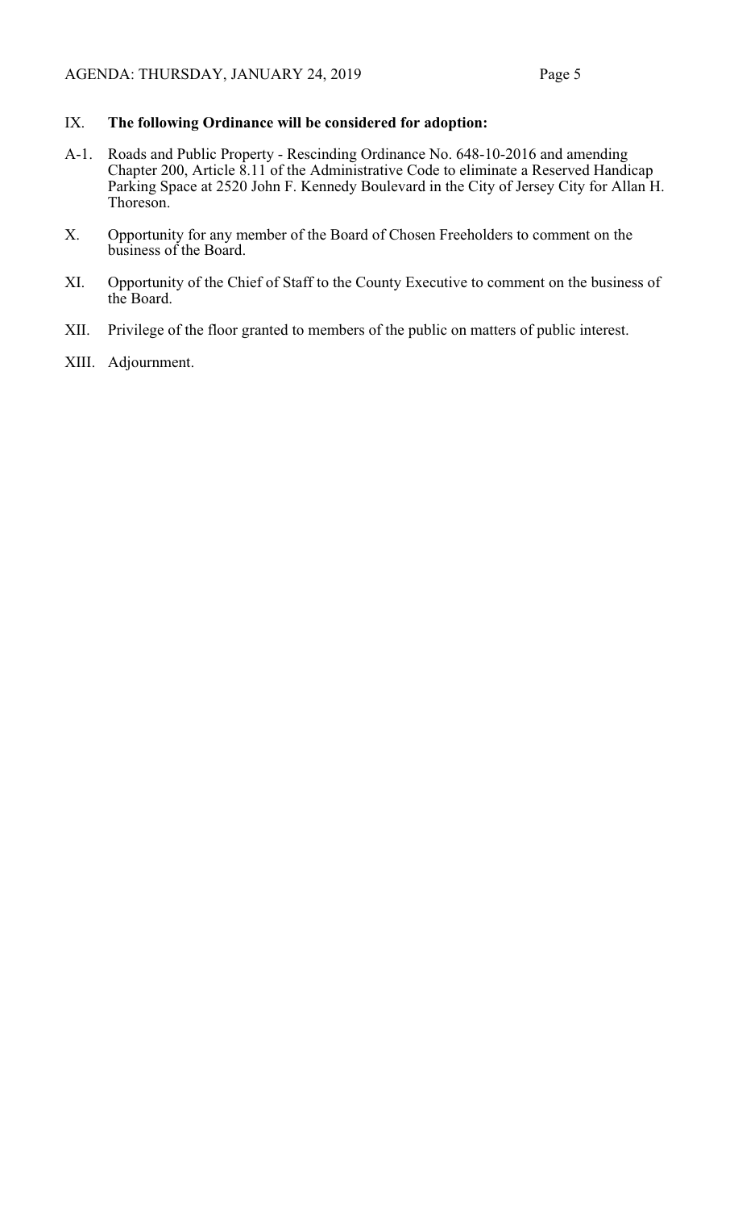IX. **The following Ordinance will be considered for adoption:**

A-1. Roads and Public Property - Rescinding Ordinance No. 648-10-2016 and amending Chapter 200, Article 8.11 of the Administrative Code to eliminate a Reserved Handicap Parking Space at 2520 John F. Kennedy Boulevard in the City of Jersey City for Allan H. Thoreson.

X. Opportunity for any member of the Board of Chosen Freeholders to comment on the business of the Board.

XI. Opportunity of the Chief of Staff to the County Executive to comment on the business of the Board.

XII. Privilege of the floor granted to members of the public on matters of public interest.

XIII. Adjournment.